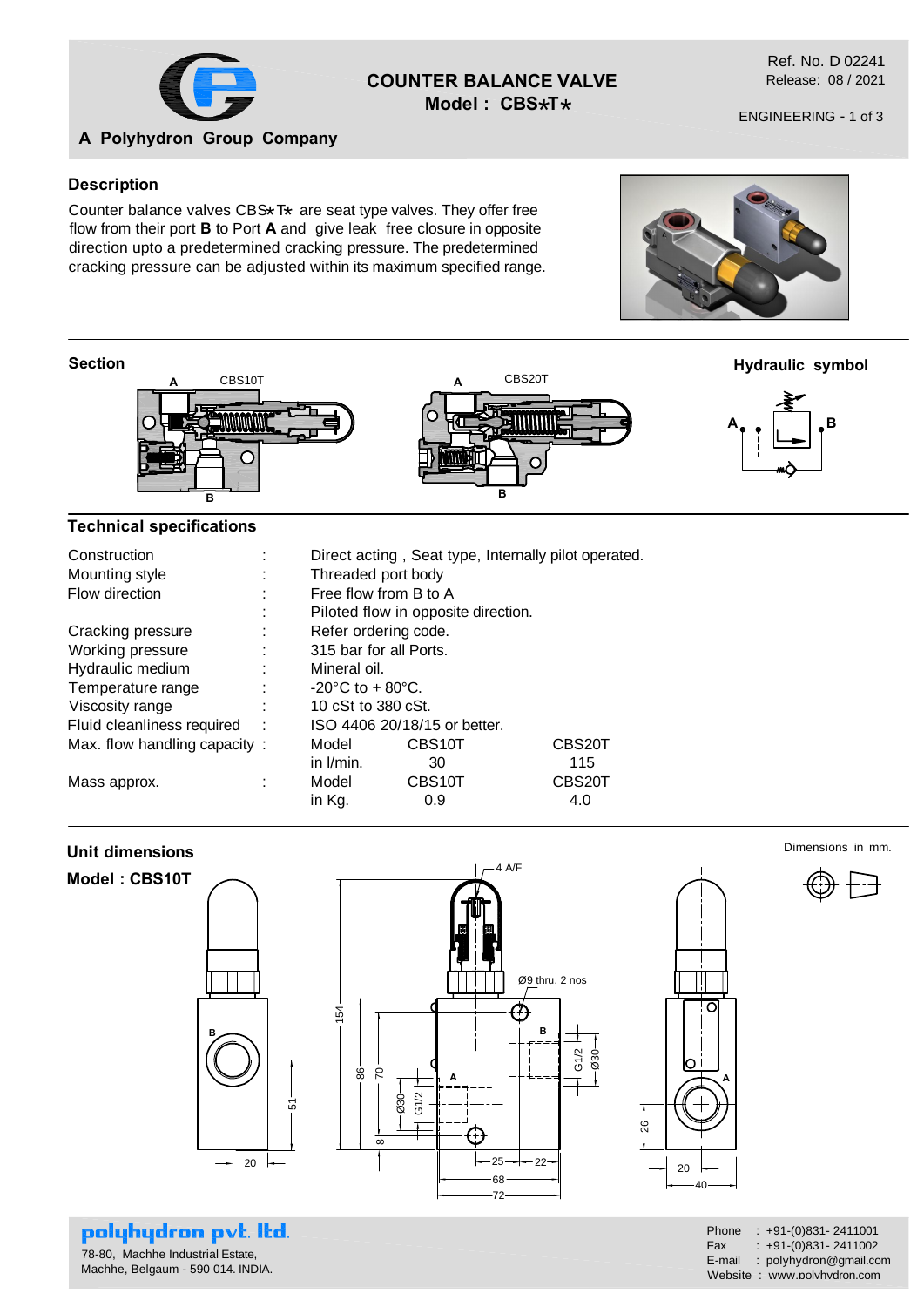# COUNTER BALANCE VALVE
## Model : CBS*T*

A Polyhydron Group Company

Ref. No. D 02241
Release: 08 / 2021

ENGINEERING - 1 of 3

## Description

Counter balance valves CBS*T* are seat type valves. They offer free flow from their port **B** to Port **A** and give leak free closure in opposite direction upto a predetermined cracking pressure. The predetermined cracking pressure can be adjusted within its maximum specified range.

## Section

CBS10T

CBS20T

**Hydraulic symbol**

## Technical specifications

| | | | | |
|---|---|---|---|---|
| Construction | : | Direct acting , Seat type, Internally pilot operated. | | |
| Mounting style | : | Threaded port body | | |
| Flow direction | : | Free flow from B to A | | |
| | : | Piloted flow in opposite direction. | | |
| Cracking pressure | : | Refer ordering code. | | |
| Working pressure | : | 315 bar for all Ports. | | |
| Hydraulic medium | : | Mineral oil. | | |
| Temperature range | : | -20°C to + 80°C. | | |
| Viscosity range | : | 10 cSt to 380 cSt. | | |
| Fluid cleanliness required | : | ISO 4406 20/18/15 or better. | | |
| Max. flow handling capacity | : | Model | CBS10T | CBS20T |
| | | in l/min. | 30 | 115 |
| Mass approx. | : | Model | CBS10T | CBS20T |
| | | in Kg. | 0.9 | 4.0 |

## Unit dimensions

Dimensions in mm.

**Model : CBS10T**

**polyhydron pvt. ltd.**
78-80, Machhe Industrial Estate,
Machhe, Belgaum - 590 014. INDIA.

Phone : +91-(0)831- 2411001
Fax : +91-(0)831- 2411002
E-mail : polyhydron@gmail.com
Website : www.polyhydron.com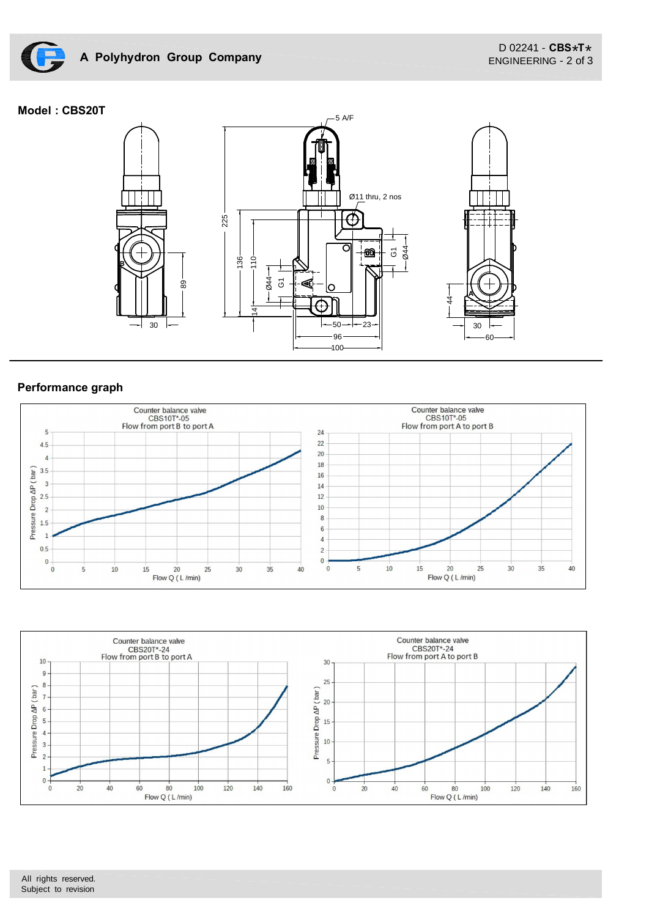## Model : CBS20T

5 A/F

Ø11 thru, 2 nos

225, 136, 110, 14, 89, 30, 50, 23, 96, 100, G1, Ø44, 44, 60

## Performance graph

Counter balance valve
CBS10T*-05
Flow from port B to port A

Counter balance valve
CBS10T*-05
Flow from port A to port B

Counter balance valve
CBS20T*-24
Flow from port B to port A

Counter balance valve
CBS20T*-24
Flow from port A to port B

All rights reserved.
Subject to revision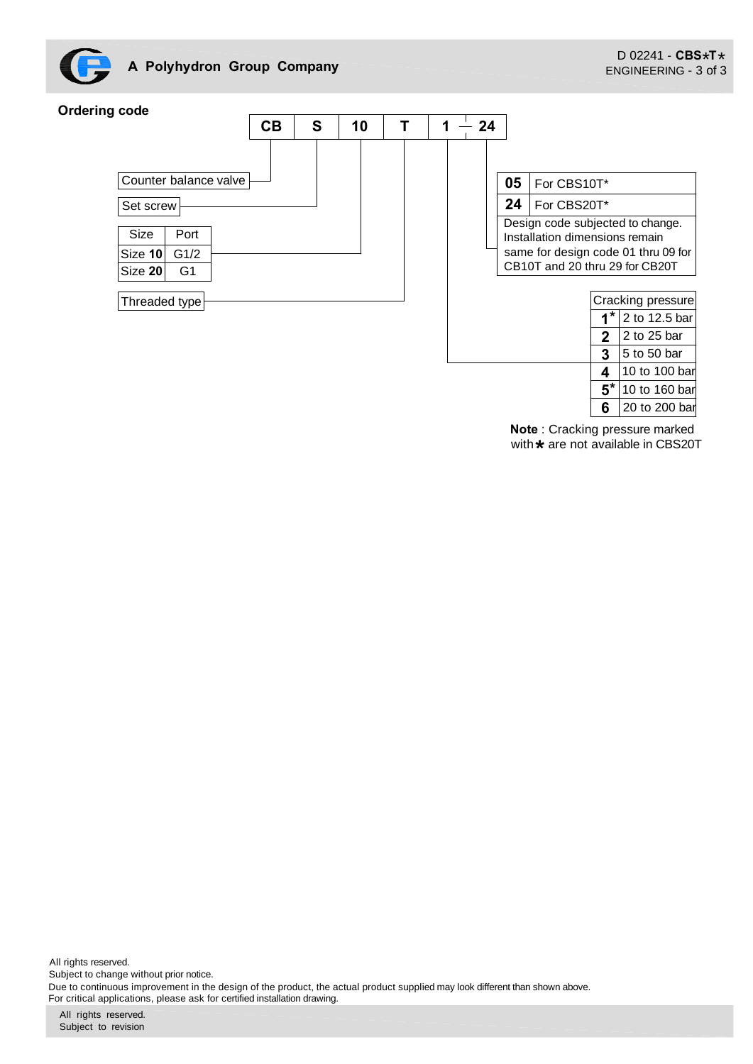## Ordering code

| CB | S | 10 | T | 1 – 24 |
|---|---|---|---|---|

- **CB** – Counter balance valve
- **S** – Set screw
- **10** – Size / Port:

| Size | Port |
|---|---|
| Size **10** | G1/2 |
| Size **20** | G1 |

- **T** – Threaded type
- **1** – Cracking pressure:

| Cracking pressure | |
|---|---|
| **1***  | 2 to 12.5 bar |
| **2** | 2 to 25 bar |
| **3** | 5 to 50 bar |
| **4** | 10 to 100 bar |
| **5*** | 10 to 160 bar |
| **6** | 20 to 200 bar |

- **24** – Design code:

| | |
|---|---|
| **05** | For CBS10T* |
| **24** | For CBS20T* |

Design code subjected to change. Installation dimensions remain same for design code 01 thru 09 for CB10T and 20 thru 29 for CB20T

**Note** : Cracking pressure marked with * are not available in CBS20T

All rights reserved.
Subject to change without prior notice.
Due to continuous improvement in the design of the product, the actual product supplied may look different than shown above.
For critical applications, please ask for certified installation drawing.